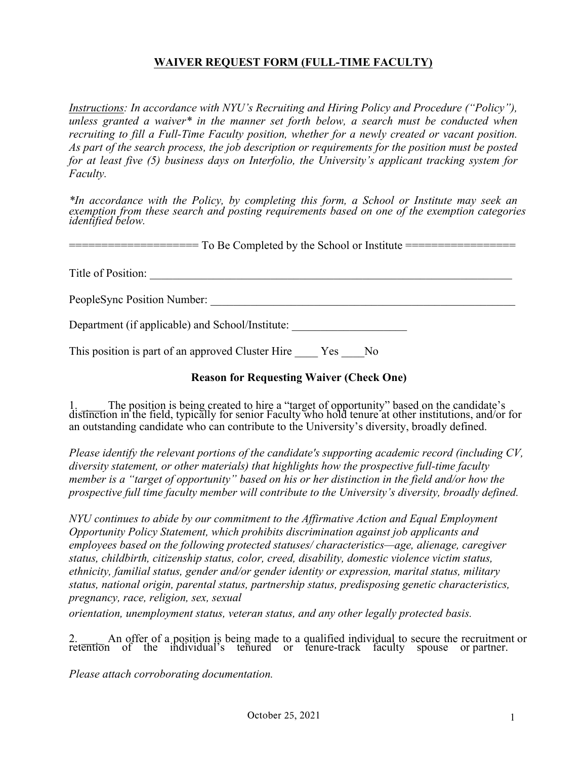# WAIVER REQUEST FORM (FULL-TIME FACULTY)

*Instructions: In accordance with NYU's Recruiting and Hiring Policy and Procedure ("Policy"), unless granted a waiver* in the manner set forth below, a search must be conducted when recruiting to fill a Full-Time Faculty position, whether for a newly created or vacant position. As part of the search process, the job description or requirements for the position must be posted for at least five (5) business days on Interfolio, the University's applicant tracking system for Faculty.*

**In accordance with the Policy, by completing this form, a School or Institute may seek an exemption from these search and posting requirements based on one of the exemption categories identified below.*

==================== To Be Completed by the School or Institute =================

Title of Position: ____________________________________________________________________

PeopleSync Position Number: ___________________________________________________________

Department (if applicable) and School/Institute: ____________________

This position is part of an approved Cluster Hire ____ Yes ____No

### Reason for Requesting Waiver (Check One)

1. ____ The position is being created to hire a "target of opportunity" based on the candidate's distinction in the field, typically for senior Faculty who hold tenure at other institutions, and/or for an outstanding candidate who can contribute to the University's diversity, broadly defined.

*Please identify the relevant portions of the candidate's supporting academic record (including CV, diversity statement, or other materials) that highlights how the prospective full-time faculty member is a "target of opportunity" based on his or her distinction in the field and/or how the prospective full time faculty member will contribute to the University's diversity, broadly defined.*

*NYU continues to abide by our commitment to the Affirmative Action and Equal Employment Opportunity Policy Statement, which prohibits discrimination against job applicants and employees based on the following protected statuses/ characteristics—age, alienage, caregiver status, childbirth, citizenship status, color, creed, disability, domestic violence victim status, ethnicity, familial status, gender and/or gender identity or expression, marital status, military status, national origin, parental status, partnership status, predisposing genetic characteristics, pregnancy, race, religion, sex, sexual orientation, unemployment status, veteran status, and any other legally protected basis.*

2. ____ An offer of a position is being made to a qualified individual to secure the recruitment or retention of the individual's tenured or tenure-track faculty spouse or partner.

*Please attach corroborating documentation.*

October 25, 2021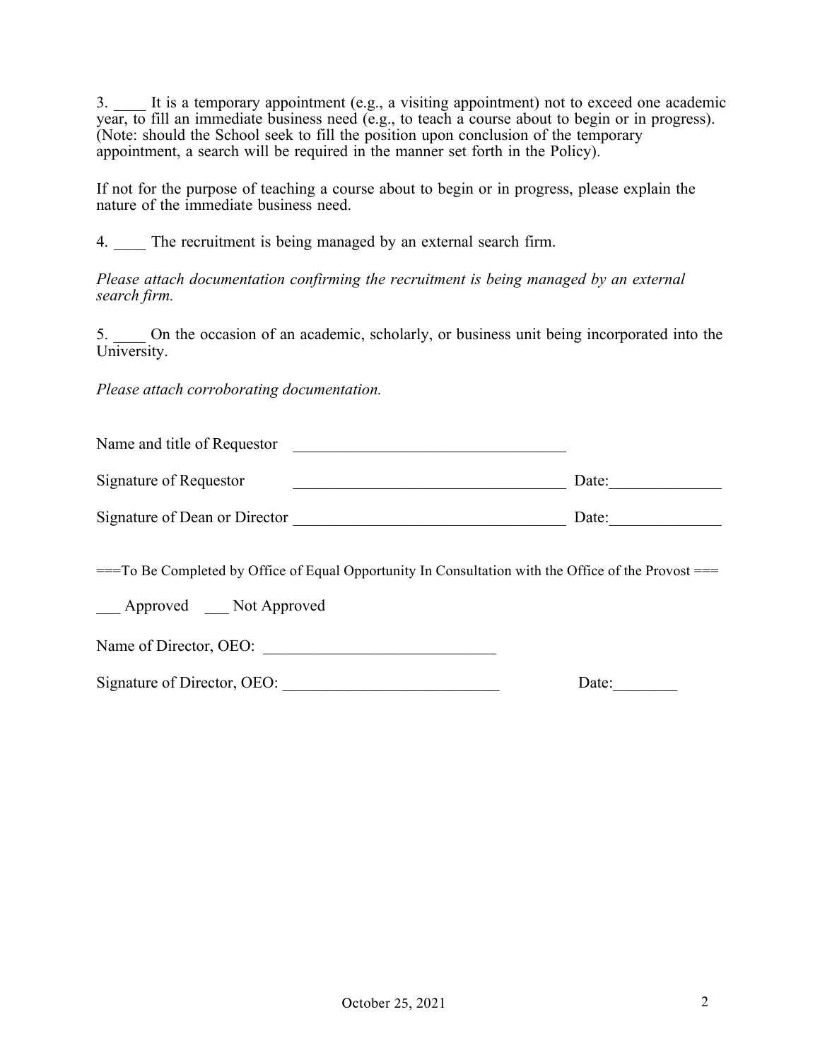3. ____ It is a temporary appointment (e.g., a visiting appointment) not to exceed one academic year, to fill an immediate business need (e.g., to teach a course about to begin or in progress). (Note: should the School seek to fill the position upon conclusion of the temporary appointment, a search will be required in the manner set forth in the Policy).

If not for the purpose of teaching a course about to begin or in progress, please explain the nature of the immediate business need.

4. ____ The recruitment is being managed by an external search firm.

*Please attach documentation confirming the recruitment is being managed by an external search firm.*

5. ____ On the occasion of an academic, scholarly, or business unit being incorporated into the University.

*Please attach corroborating documentation.*

Name and title of Requestor __________________________________

Signature of Requestor __________________________________ Date:_____________

Signature of Dean or Director __________________________________ Date:_____________

===To Be Completed by Office of Equal Opportunity In Consultation with the Office of the Provost ===

___ Approved ___ Not Approved

Name of Director, OEO: ____________________________

Signature of Director, OEO: __________________________ Date:________

October 25, 2021